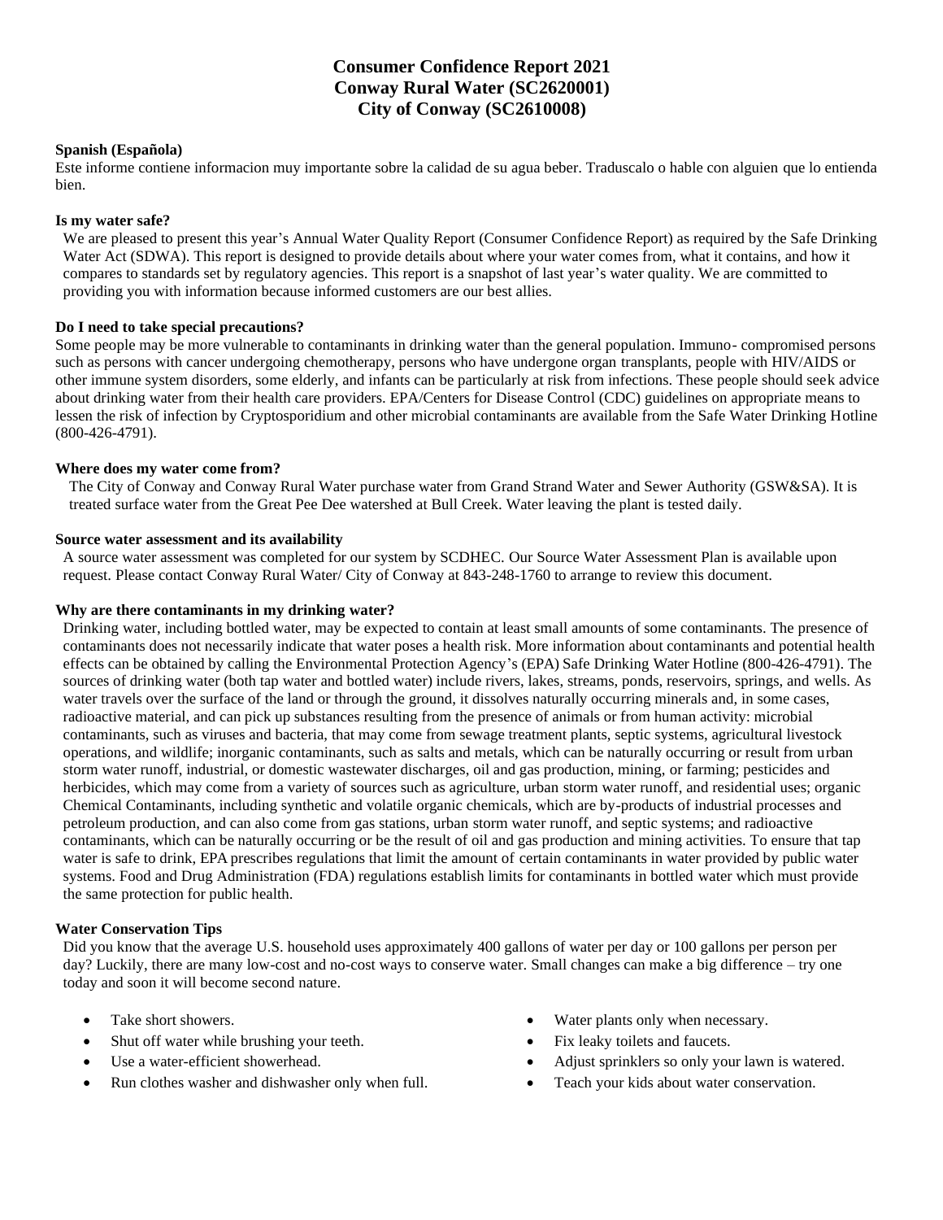# Consumer Confidence Report 2021
# Conway Rural Water (SC2620001)
# City of Conway (SC2610008)

**Spanish (Española)**

Este informe contiene informacion muy importante sobre la calidad de su agua beber. Traduscalo o hable con alguien que lo entienda bien.

**Is my water safe?**

We are pleased to present this year's Annual Water Quality Report (Consumer Confidence Report) as required by the Safe Drinking Water Act (SDWA). This report is designed to provide details about where your water comes from, what it contains, and how it compares to standards set by regulatory agencies. This report is a snapshot of last year's water quality. We are committed to providing you with information because informed customers are our best allies.

**Do I need to take special precautions?**

Some people may be more vulnerable to contaminants in drinking water than the general population. Immuno- compromised persons such as persons with cancer undergoing chemotherapy, persons who have undergone organ transplants, people with HIV/AIDS or other immune system disorders, some elderly, and infants can be particularly at risk from infections. These people should seek advice about drinking water from their health care providers. EPA/Centers for Disease Control (CDC) guidelines on appropriate means to lessen the risk of infection by Cryptosporidium and other microbial contaminants are available from the Safe Water Drinking Hotline (800-426-4791).

**Where does my water come from?**

The City of Conway and Conway Rural Water purchase water from Grand Strand Water and Sewer Authority (GSW&SA). It is treated surface water from the Great Pee Dee watershed at Bull Creek. Water leaving the plant is tested daily.

**Source water assessment and its availability**

A source water assessment was completed for our system by SCDHEC. Our Source Water Assessment Plan is available upon request. Please contact Conway Rural Water/ City of Conway at 843-248-1760 to arrange to review this document.

**Why are there contaminants in my drinking water?**

Drinking water, including bottled water, may be expected to contain at least small amounts of some contaminants. The presence of contaminants does not necessarily indicate that water poses a health risk. More information about contaminants and potential health effects can be obtained by calling the Environmental Protection Agency's (EPA) Safe Drinking Water Hotline (800-426-4791). The sources of drinking water (both tap water and bottled water) include rivers, lakes, streams, ponds, reservoirs, springs, and wells. As water travels over the surface of the land or through the ground, it dissolves naturally occurring minerals and, in some cases, radioactive material, and can pick up substances resulting from the presence of animals or from human activity: microbial contaminants, such as viruses and bacteria, that may come from sewage treatment plants, septic systems, agricultural livestock operations, and wildlife; inorganic contaminants, such as salts and metals, which can be naturally occurring or result from urban storm water runoff, industrial, or domestic wastewater discharges, oil and gas production, mining, or farming; pesticides and herbicides, which may come from a variety of sources such as agriculture, urban storm water runoff, and residential uses; organic Chemical Contaminants, including synthetic and volatile organic chemicals, which are by-products of industrial processes and petroleum production, and can also come from gas stations, urban storm water runoff, and septic systems; and radioactive contaminants, which can be naturally occurring or be the result of oil and gas production and mining activities. To ensure that tap water is safe to drink, EPA prescribes regulations that limit the amount of certain contaminants in water provided by public water systems. Food and Drug Administration (FDA) regulations establish limits for contaminants in bottled water which must provide the same protection for public health.

**Water Conservation Tips**

Did you know that the average U.S. household uses approximately 400 gallons of water per day or 100 gallons per person per day? Luckily, there are many low-cost and no-cost ways to conserve water. Small changes can make a big difference – try one today and soon it will become second nature.

- Take short showers.
- Shut off water while brushing your teeth.
- Use a water-efficient showerhead.
- Run clothes washer and dishwasher only when full.
- Water plants only when necessary.
- Fix leaky toilets and faucets.
- Adjust sprinklers so only your lawn is watered.
- Teach your kids about water conservation.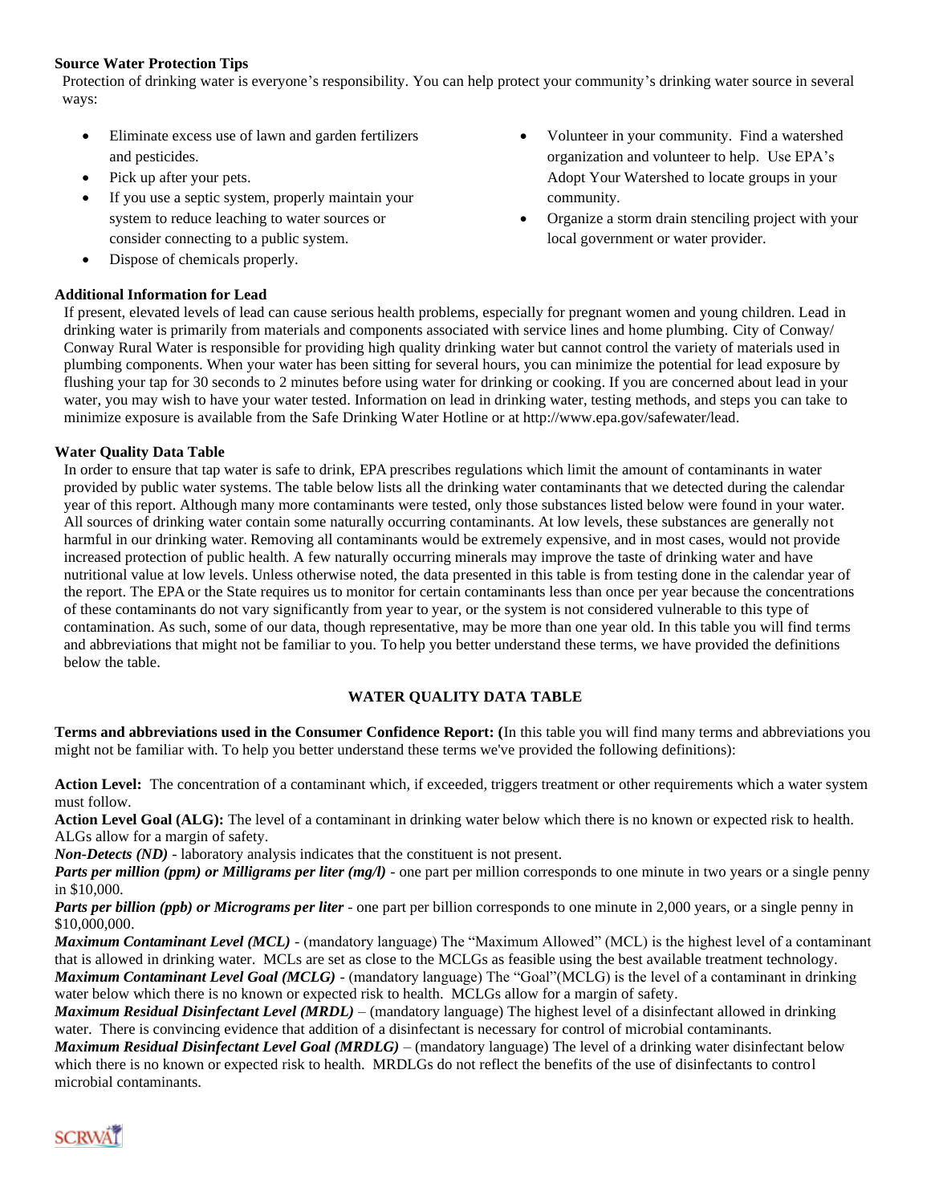**Source Water Protection Tips**

Protection of drinking water is everyone's responsibility. You can help protect your community's drinking water source in several ways:

- Eliminate excess use of lawn and garden fertilizers and pesticides.
- Pick up after your pets.
- If you use a septic system, properly maintain your system to reduce leaching to water sources or consider connecting to a public system.
- Dispose of chemicals properly.
- Volunteer in your community. Find a watershed organization and volunteer to help. Use EPA's Adopt Your Watershed to locate groups in your community.
- Organize a storm drain stenciling project with your local government or water provider.

**Additional Information for Lead**

If present, elevated levels of lead can cause serious health problems, especially for pregnant women and young children. Lead in drinking water is primarily from materials and components associated with service lines and home plumbing. City of Conway/ Conway Rural Water is responsible for providing high quality drinking water but cannot control the variety of materials used in plumbing components. When your water has been sitting for several hours, you can minimize the potential for lead exposure by flushing your tap for 30 seconds to 2 minutes before using water for drinking or cooking. If you are concerned about lead in your water, you may wish to have your water tested. Information on lead in drinking water, testing methods, and steps you can take to minimize exposure is available from the Safe Drinking Water Hotline or at http://www.epa.gov/safewater/lead.

**Water Quality Data Table**

In order to ensure that tap water is safe to drink, EPA prescribes regulations which limit the amount of contaminants in water provided by public water systems. The table below lists all the drinking water contaminants that we detected during the calendar year of this report. Although many more contaminants were tested, only those substances listed below were found in your water. All sources of drinking water contain some naturally occurring contaminants. At low levels, these substances are generally not harmful in our drinking water. Removing all contaminants would be extremely expensive, and in most cases, would not provide increased protection of public health. A few naturally occurring minerals may improve the taste of drinking water and have nutritional value at low levels. Unless otherwise noted, the data presented in this table is from testing done in the calendar year of the report. The EPA or the State requires us to monitor for certain contaminants less than once per year because the concentrations of these contaminants do not vary significantly from year to year, or the system is not considered vulnerable to this type of contamination. As such, some of our data, though representative, may be more than one year old. In this table you will find terms and abbreviations that might not be familiar to you. To help you better understand these terms, we have provided the definitions below the table.

**WATER QUALITY DATA TABLE**

**Terms and abbreviations used in the Consumer Confidence Report: (**In this table you will find many terms and abbreviations you might not be familiar with. To help you better understand these terms we've provided the following definitions):

**Action Level:** The concentration of a contaminant which, if exceeded, triggers treatment or other requirements which a water system must follow.

**Action Level Goal (ALG):** The level of a contaminant in drinking water below which there is no known or expected risk to health. ALGs allow for a margin of safety.

***Non-Detects (ND)*** - laboratory analysis indicates that the constituent is not present.

***Parts per million (ppm) or Milligrams per liter (mg/l)*** - one part per million corresponds to one minute in two years or a single penny in $10,000.

***Parts per billion (ppb) or Micrograms per liter*** - one part per billion corresponds to one minute in 2,000 years, or a single penny in $10,000,000.

***Maximum Contaminant Level (MCL)*** - (mandatory language) The "Maximum Allowed" (MCL) is the highest level of a contaminant that is allowed in drinking water. MCLs are set as close to the MCLGs as feasible using the best available treatment technology.

***Maximum Contaminant Level Goal (MCLG)*** - (mandatory language) The "Goal"(MCLG) is the level of a contaminant in drinking water below which there is no known or expected risk to health. MCLGs allow for a margin of safety.

***Maximum Residual Disinfectant Level (MRDL)*** – (mandatory language) The highest level of a disinfectant allowed in drinking water. There is convincing evidence that addition of a disinfectant is necessary for control of microbial contaminants.

***Maximum Residual Disinfectant Level Goal (MRDLG)*** – (mandatory language) The level of a drinking water disinfectant below which there is no known or expected risk to health. MRDLGs do not reflect the benefits of the use of disinfectants to control microbial contaminants.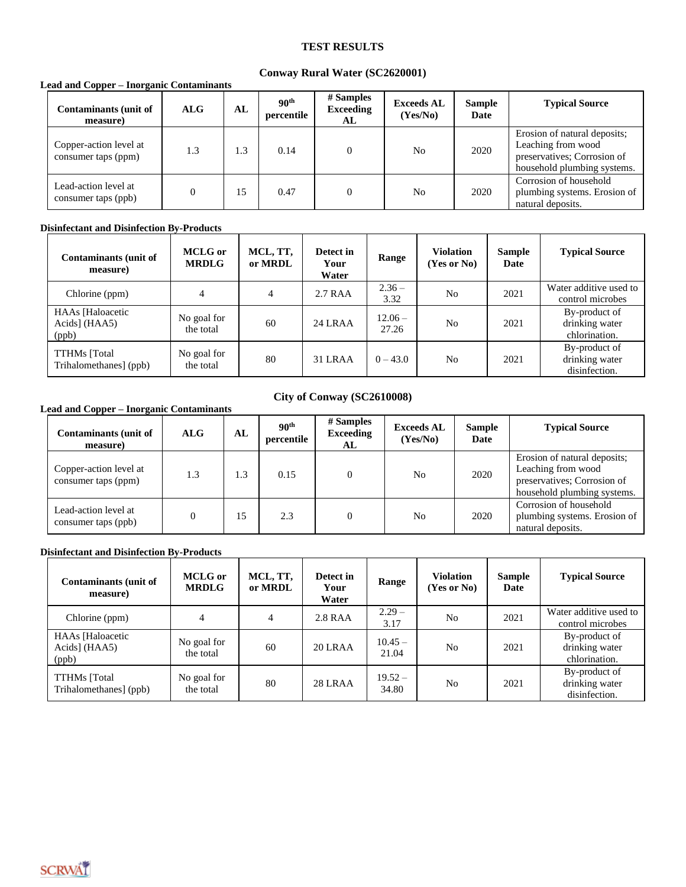# TEST RESULTS

## Conway Rural Water (SC2620001)

**Lead and Copper – Inorganic Contaminants**

| Contaminants (unit of measure) | ALG | AL | 90th percentile | # Samples Exceeding AL | Exceeds AL (Yes/No) | Sample Date | Typical Source |
|---|---|---|---|---|---|---|---|
| Copper-action level at consumer taps (ppm) | 1.3 | 1.3 | 0.14 | 0 | No | 2020 | Erosion of natural deposits; Leaching from wood preservatives; Corrosion of household plumbing systems. |
| Lead-action level at consumer taps (ppb) | 0 | 15 | 0.47 | 0 | No | 2020 | Corrosion of household plumbing systems. Erosion of natural deposits. |

**Disinfectant and Disinfection By-Products**

| Contaminants (unit of measure) | MCLG or MRDLG | MCL, TT, or MRDL | Detect in Your Water | Range | Violation (Yes or No) | Sample Date | Typical Source |
|---|---|---|---|---|---|---|---|
| Chlorine (ppm) | 4 | 4 | 2.7 RAA | 2.36 – 3.32 | No | 2021 | Water additive used to control microbes |
| HAAs [Haloacetic Acids] (HAA5) (ppb) | No goal for the total | 60 | 24 LRAA | 12.06 – 27.26 | No | 2021 | By-product of drinking water chlorination. |
| TTHMs [Total Trihalomethanes] (ppb) | No goal for the total | 80 | 31 LRAA | 0 – 43.0 | No | 2021 | By-product of drinking water disinfection. |

## City of Conway (SC2610008)

**Lead and Copper – Inorganic Contaminants**

| Contaminants (unit of measure) | ALG | AL | 90th percentile | # Samples Exceeding AL | Exceeds AL (Yes/No) | Sample Date | Typical Source |
|---|---|---|---|---|---|---|---|
| Copper-action level at consumer taps (ppm) | 1.3 | 1.3 | 0.15 | 0 | No | 2020 | Erosion of natural deposits; Leaching from wood preservatives; Corrosion of household plumbing systems. |
| Lead-action level at consumer taps (ppb) | 0 | 15 | 2.3 | 0 | No | 2020 | Corrosion of household plumbing systems. Erosion of natural deposits. |

**Disinfectant and Disinfection By-Products**

| Contaminants (unit of measure) | MCLG or MRDLG | MCL, TT, or MRDL | Detect in Your Water | Range | Violation (Yes or No) | Sample Date | Typical Source |
|---|---|---|---|---|---|---|---|
| Chlorine (ppm) | 4 | 4 | 2.8 RAA | 2.29 – 3.17 | No | 2021 | Water additive used to control microbes |
| HAAs [Haloacetic Acids] (HAA5) (ppb) | No goal for the total | 60 | 20 LRAA | 10.45 – 21.04 | No | 2021 | By-product of drinking water chlorination. |
| TTHMs [Total Trihalomethanes] (ppb) | No goal for the total | 80 | 28 LRAA | 19.52 – 34.80 | No | 2021 | By-product of drinking water disinfection. |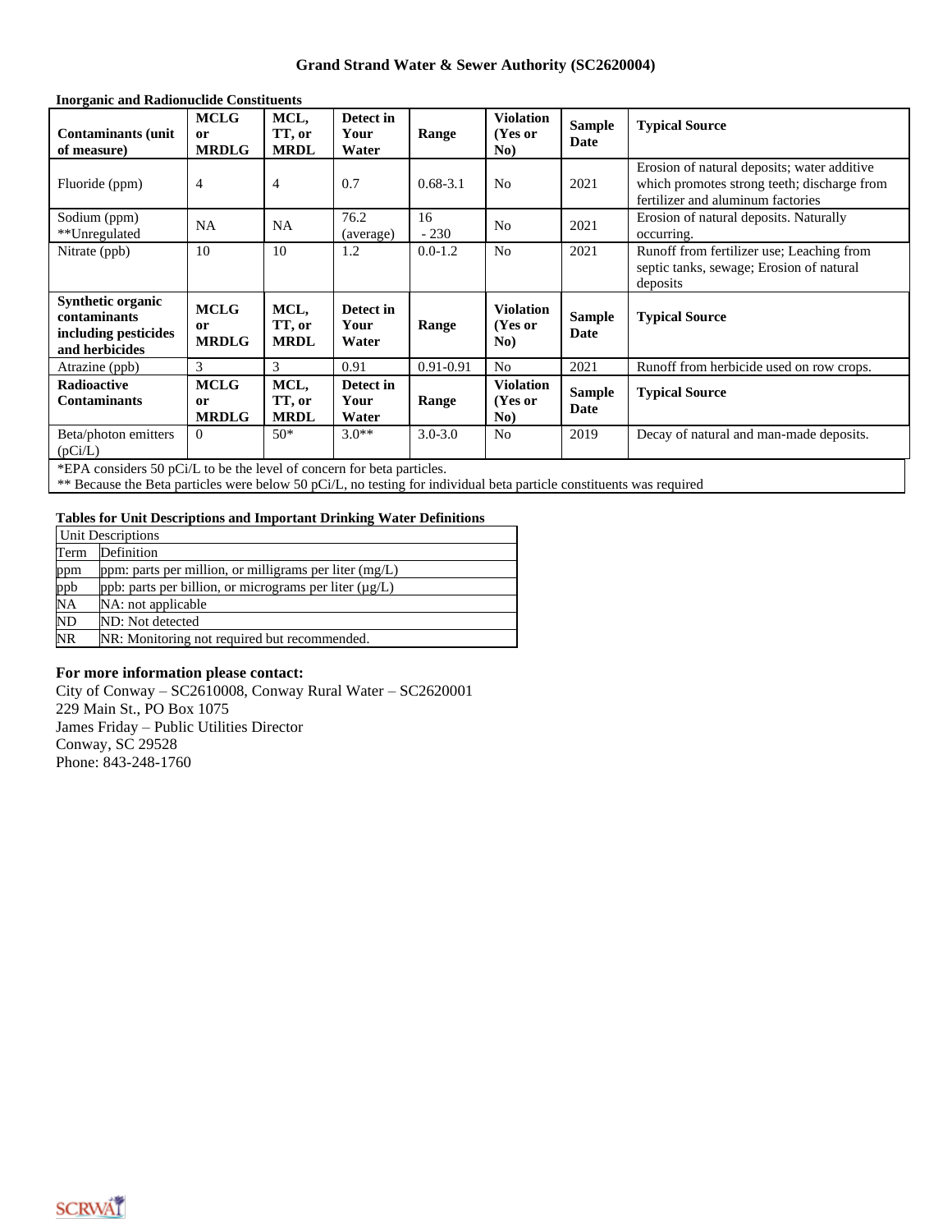### Grand Strand Water & Sewer Authority (SC2620004)

**Inorganic and Radionuclide Constituents**

| Contaminants (unit of measure) | MCLG or MRDLG | MCL, TT, or MRDL | Detect in Your Water | Range | Violation (Yes or No) | Sample Date | Typical Source |
|---|---|---|---|---|---|---|---|
| Fluoride (ppm) | 4 | 4 | 0.7 | 0.68-3.1 | No | 2021 | Erosion of natural deposits; water additive which promotes strong teeth; discharge from fertilizer and aluminum factories |
| Sodium (ppm) **Unregulated | NA | NA | 76.2 (average) | 16 - 230 | No | 2021 | Erosion of natural deposits. Naturally occurring. |
| Nitrate (ppb) | 10 | 10 | 1.2 | 0.0-1.2 | No | 2021 | Runoff from fertilizer use; Leaching from septic tanks, sewage; Erosion of natural deposits |
| **Synthetic organic contaminants including pesticides and herbicides** | **MCLG or MRDLG** | **MCL, TT, or MRDL** | **Detect in Your Water** | **Range** | **Violation (Yes or No)** | **Sample Date** | **Typical Source** |
| Atrazine (ppb) | 3 | 3 | 0.91 | 0.91-0.91 | No | 2021 | Runoff from herbicide used on row crops. |
| **Radioactive Contaminants** | **MCLG or MRDLG** | **MCL, TT, or MRDL** | **Detect in Your Water** | **Range** | **Violation (Yes or No)** | **Sample Date** | **Typical Source** |
| Beta/photon emitters (pCi/L) | 0 | 50* | 3.0** | 3.0-3.0 | No | 2019 | Decay of natural and man-made deposits. |

*EPA considers 50 pCi/L to be the level of concern for beta particles.
** Because the Beta particles were below 50 pCi/L, no testing for individual beta particle constituents was required

**Tables for Unit Descriptions and Important Drinking Water Definitions**

| Unit Descriptions | |
|---|---|
| Term | Definition |
| ppm | ppm: parts per million, or milligrams per liter (mg/L) |
| ppb | ppb: parts per billion, or micrograms per liter (µg/L) |
| NA | NA: not applicable |
| ND | ND: Not detected |
| NR | NR: Monitoring not required but recommended. |

**For more information please contact:**
City of Conway – SC2610008, Conway Rural Water – SC2620001
229 Main St., PO Box 1075
James Friday – Public Utilities Director
Conway, SC 29528
Phone: 843-248-1760